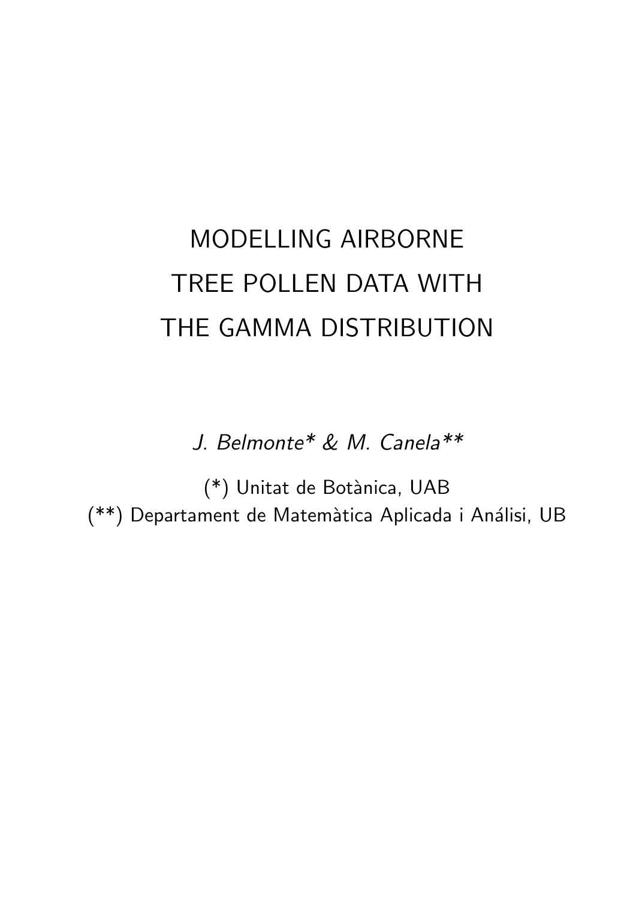# MODELLING AIRBORNE TREE POLLEN DATA WITH THE GAMMA DISTRIBUTION

*J. Belmonte\* & M. Canela\*\**

(*) Unitat de Botànica, UAB

(**) Departament de Matemàtica Aplicada i Análisi, UB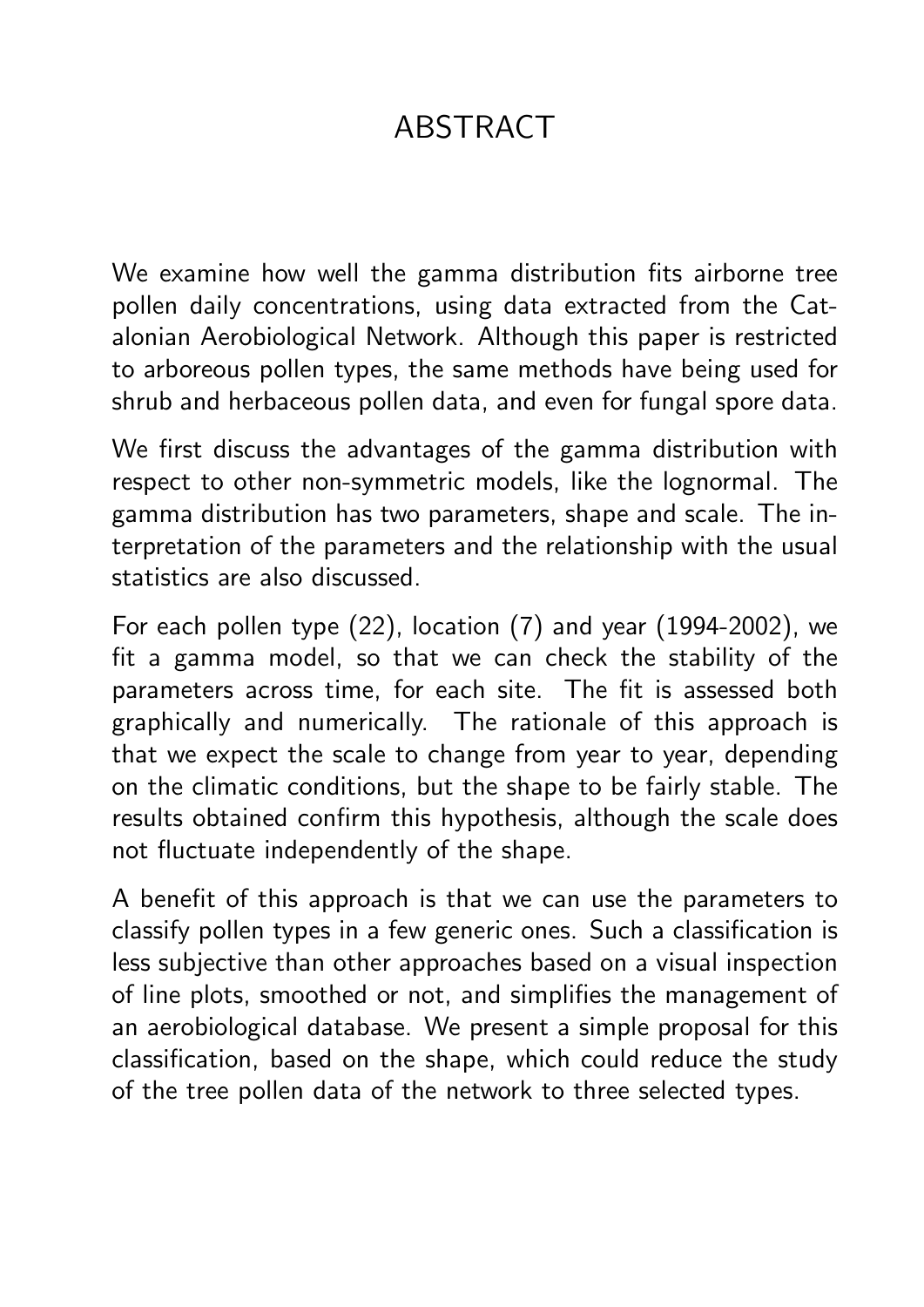# ABSTRACT

We examine how well the gamma distribution fits airborne tree pollen daily concentrations, using data extracted from the Catalonian Aerobiological Network. Although this paper is restricted to arboreous pollen types, the same methods have being used for shrub and herbaceous pollen data, and even for fungal spore data.

We first discuss the advantages of the gamma distribution with respect to other non-symmetric models, like the lognormal. The gamma distribution has two parameters, shape and scale. The interpretation of the parameters and the relationship with the usual statistics are also discussed.

For each pollen type (22), location (7) and year (1994-2002), we fit a gamma model, so that we can check the stability of the parameters across time, for each site. The fit is assessed both graphically and numerically. The rationale of this approach is that we expect the scale to change from year to year, depending on the climatic conditions, but the shape to be fairly stable. The results obtained confirm this hypothesis, although the scale does not fluctuate independently of the shape.

A benefit of this approach is that we can use the parameters to classify pollen types in a few generic ones. Such a classification is less subjective than other approaches based on a visual inspection of line plots, smoothed or not, and simplifies the management of an aerobiological database. We present a simple proposal for this classification, based on the shape, which could reduce the study of the tree pollen data of the network to three selected types.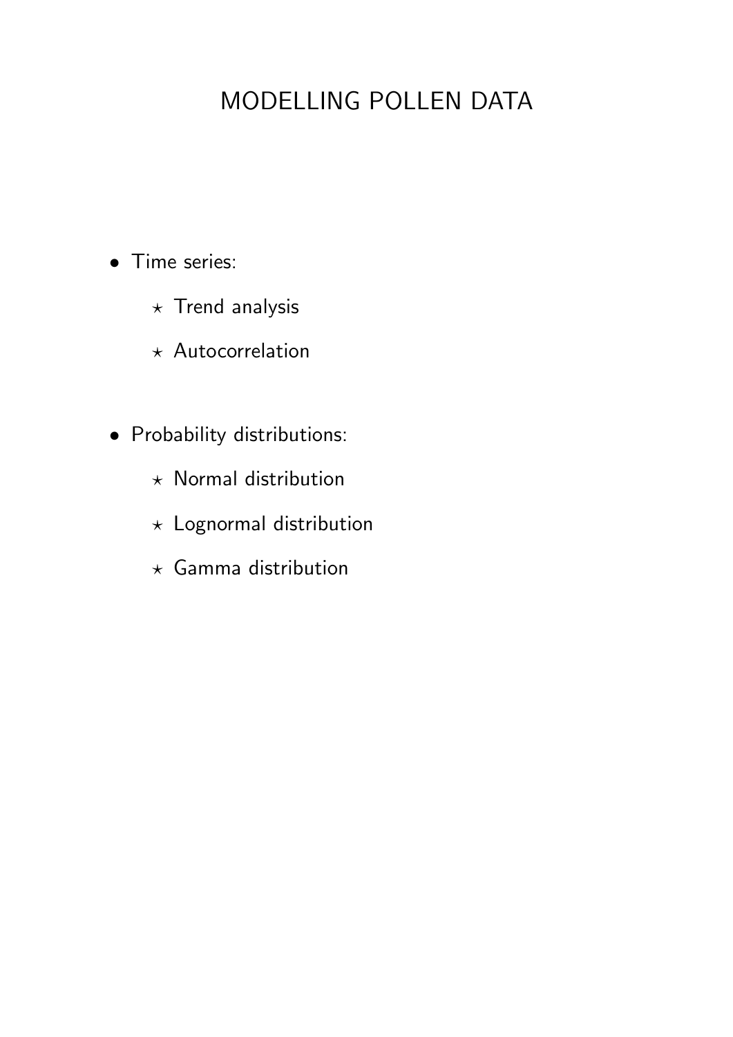# MODELLING POLLEN DATA

- Time series:
  - ⋆ Trend analysis
  - ⋆ Autocorrelation
- Probability distributions:
  - ⋆ Normal distribution
  - ⋆ Lognormal distribution
  - ⋆ Gamma distribution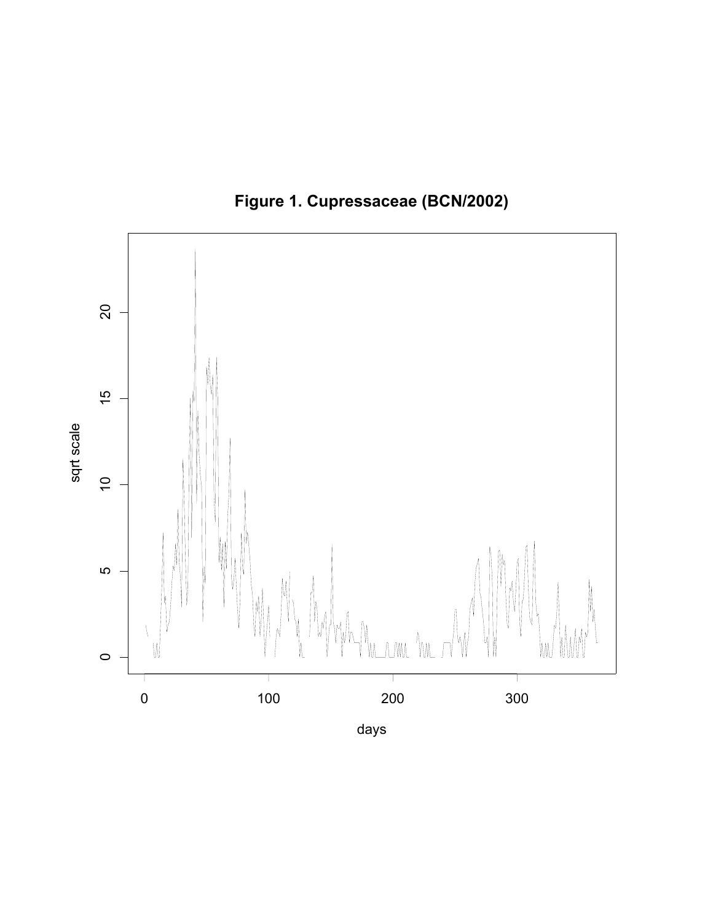**Figure 1. Cupressaceae (BCN/2002)**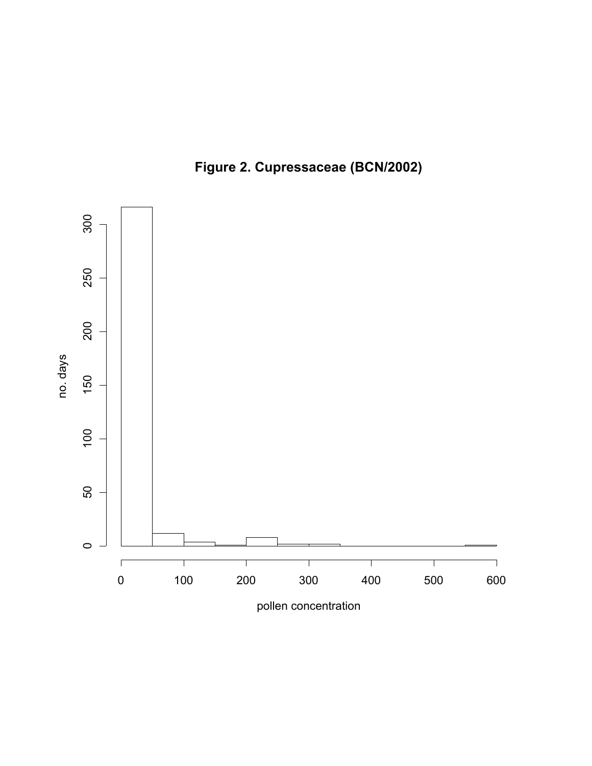**Figure 2. Cupressaceae (BCN/2002)**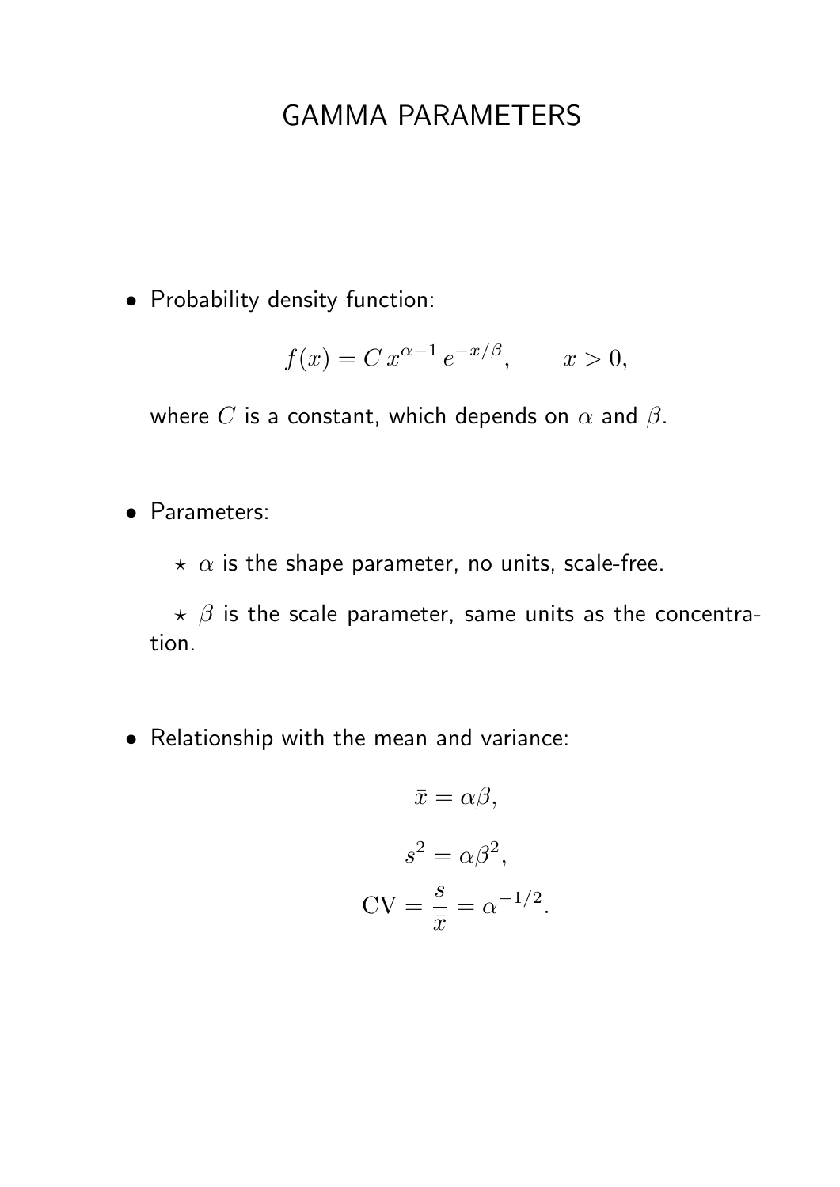# GAMMA PARAMETERS

- Probability density function:

$$f(x) = C\, x^{\alpha-1}\, e^{-x/\beta}, \qquad x > 0,$$

  where $C$ is a constant, which depends on $\alpha$ and $\beta$.

- Parameters:

  ⋆ $\alpha$ is the shape parameter, no units, scale-free.

  ⋆ $\beta$ is the scale parameter, same units as the concentration.

- Relationship with the mean and variance:

$$\bar{x} = \alpha\beta,$$

$$s^2 = \alpha\beta^2,$$

$$\mathrm{CV} = \frac{s}{\bar{x}} = \alpha^{-1/2}.$$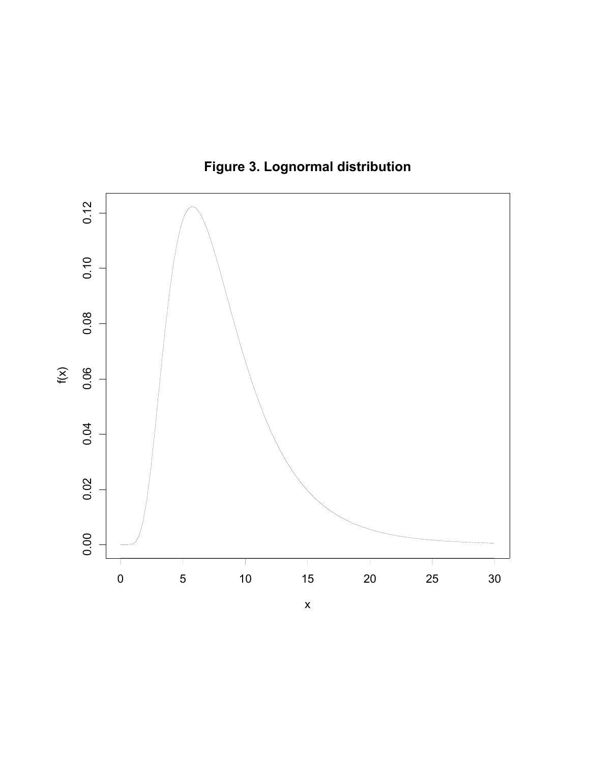**Figure 3. Lognormal distribution**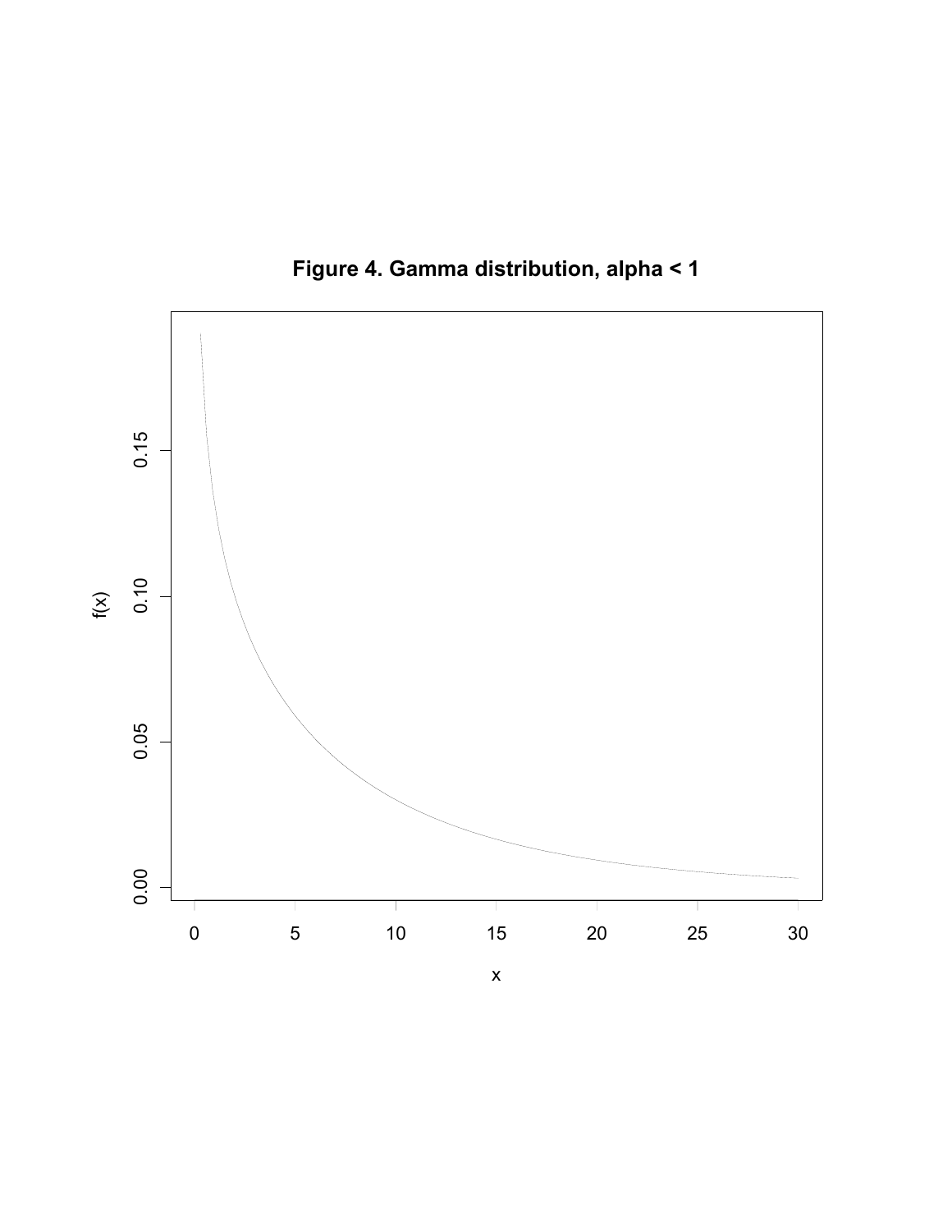**Figure 4. Gamma distribution, alpha < 1**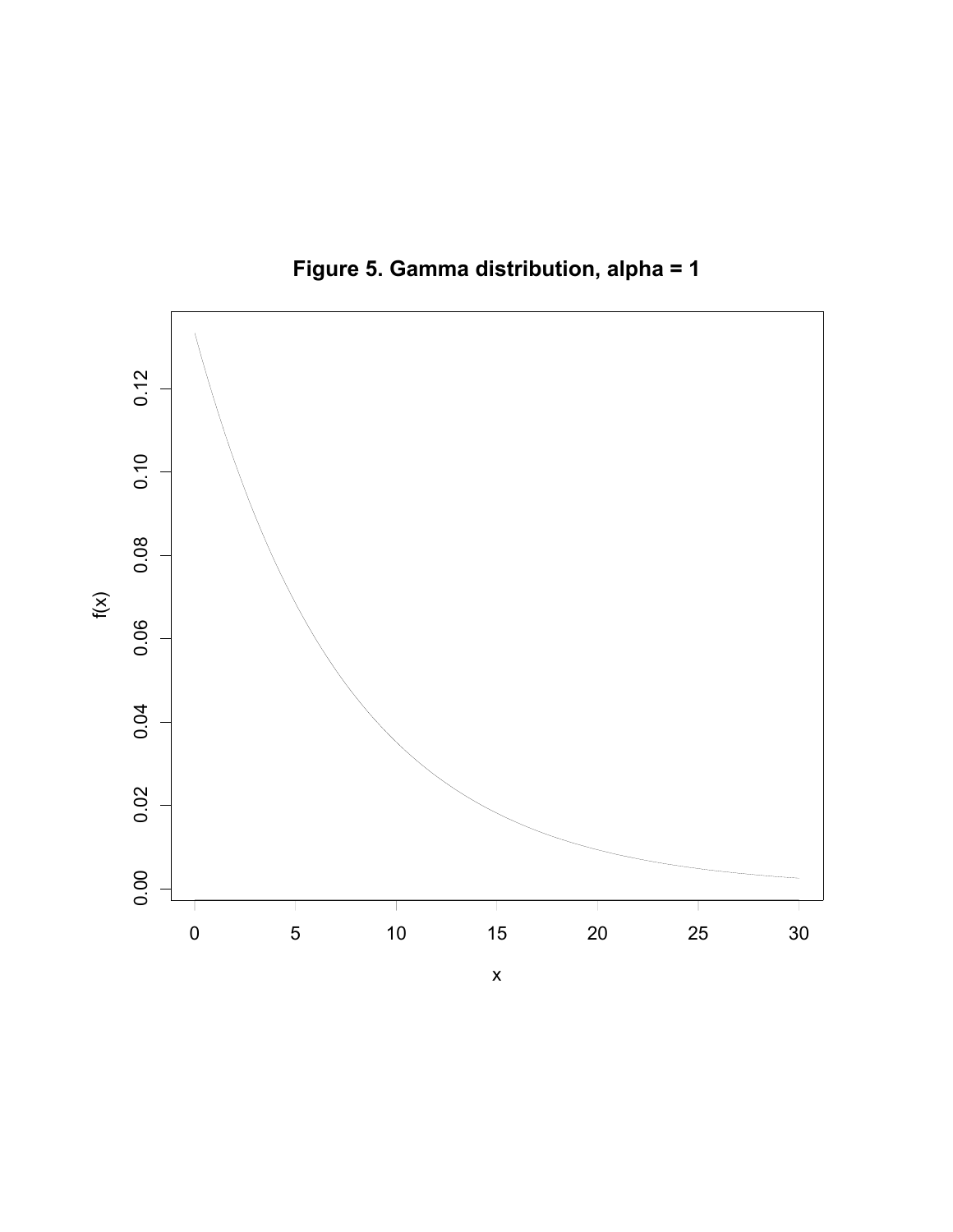**Figure 5. Gamma distribution, alpha = 1**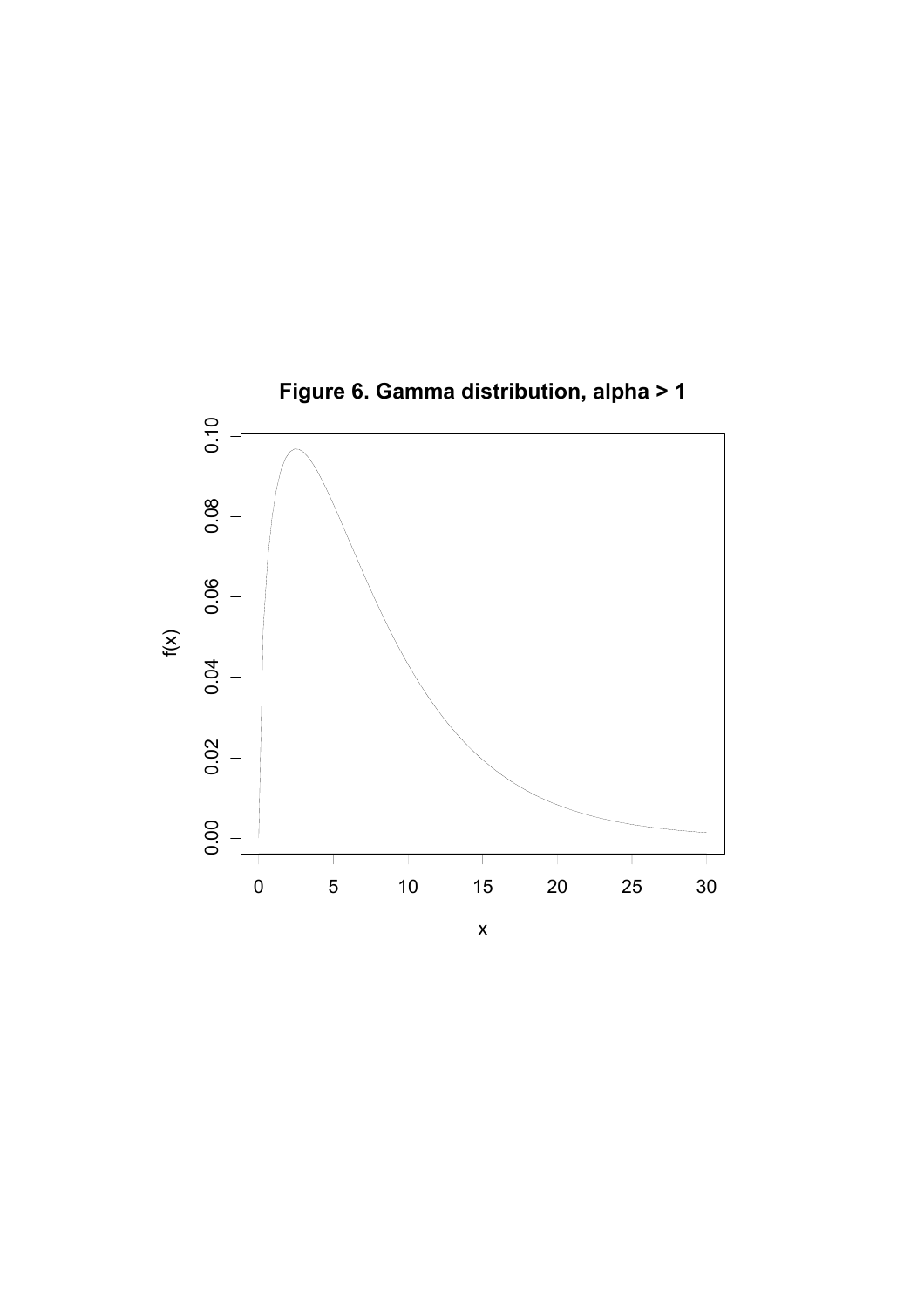**Figure 6. Gamma distribution, alpha > 1**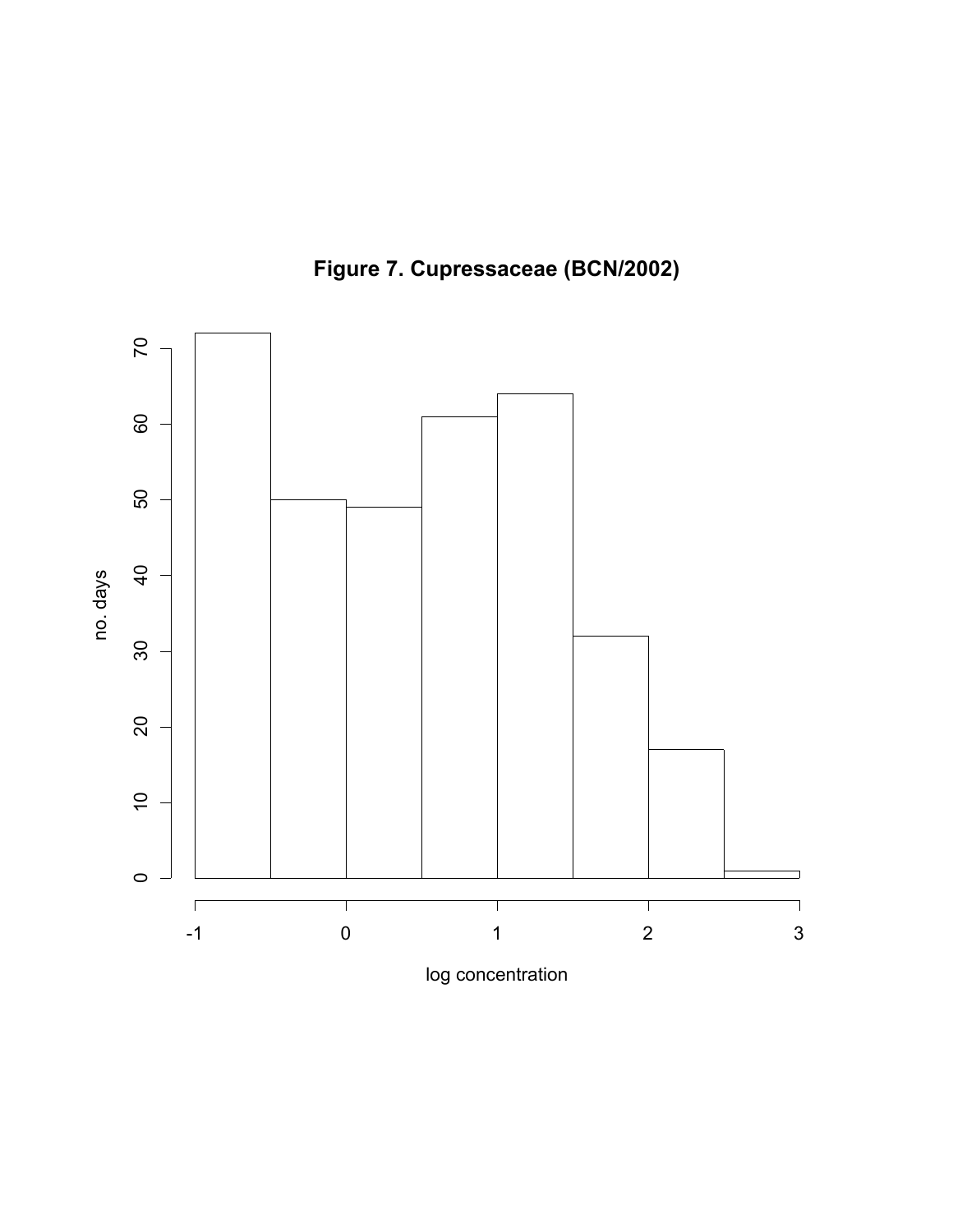**Figure 7. Cupressaceae (BCN/2002)**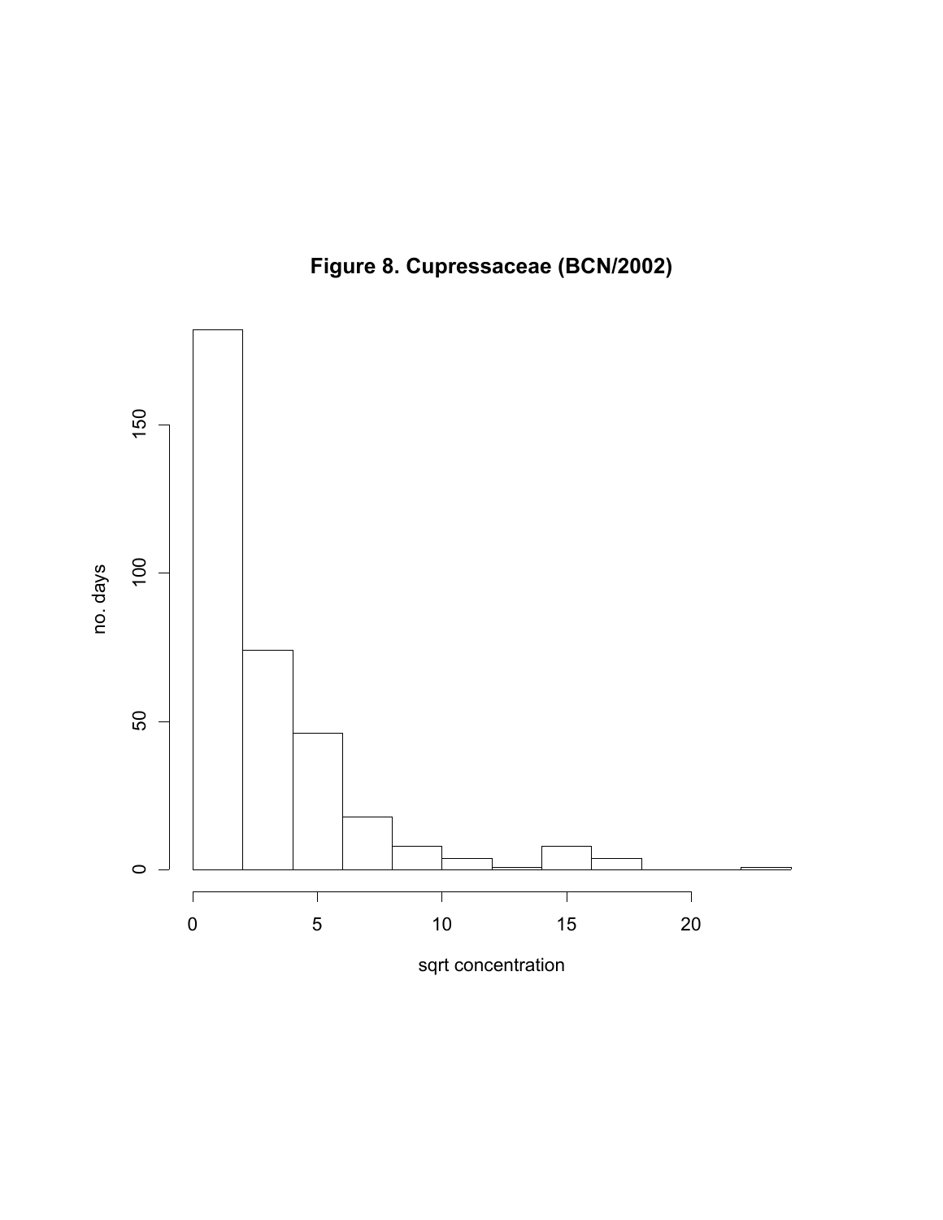**Figure 8. Cupressaceae (BCN/2002)**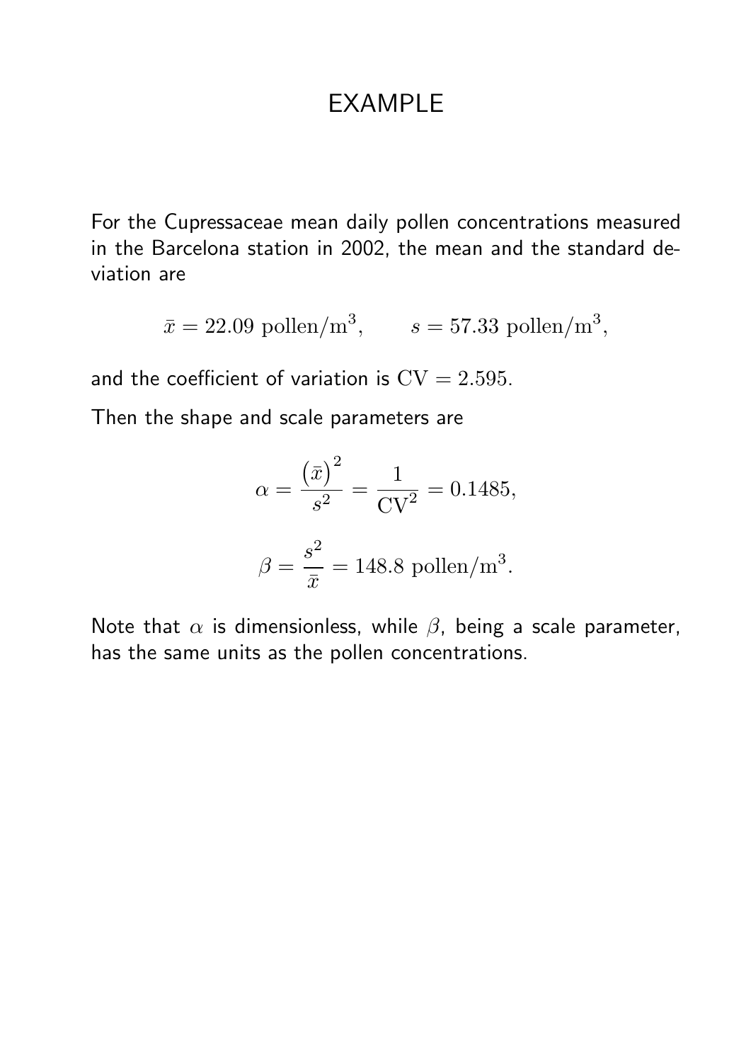# EXAMPLE

For the Cupressaceae mean daily pollen concentrations measured in the Barcelona station in 2002, the mean and the standard deviation are

$$\bar{x} = 22.09 \text{ pollen/m}^3, \qquad s = 57.33 \text{ pollen/m}^3,$$

and the coefficient of variation is $\mathrm{CV} = 2.595$.

Then the shape and scale parameters are

$$\alpha = \frac{(\bar{x})^2}{s^2} = \frac{1}{\mathrm{CV}^2} = 0.1485,$$

$$\beta = \frac{s^2}{\bar{x}} = 148.8 \text{ pollen/m}^3.$$

Note that $\alpha$ is dimensionless, while $\beta$, being a scale parameter, has the same units as the pollen concentrations.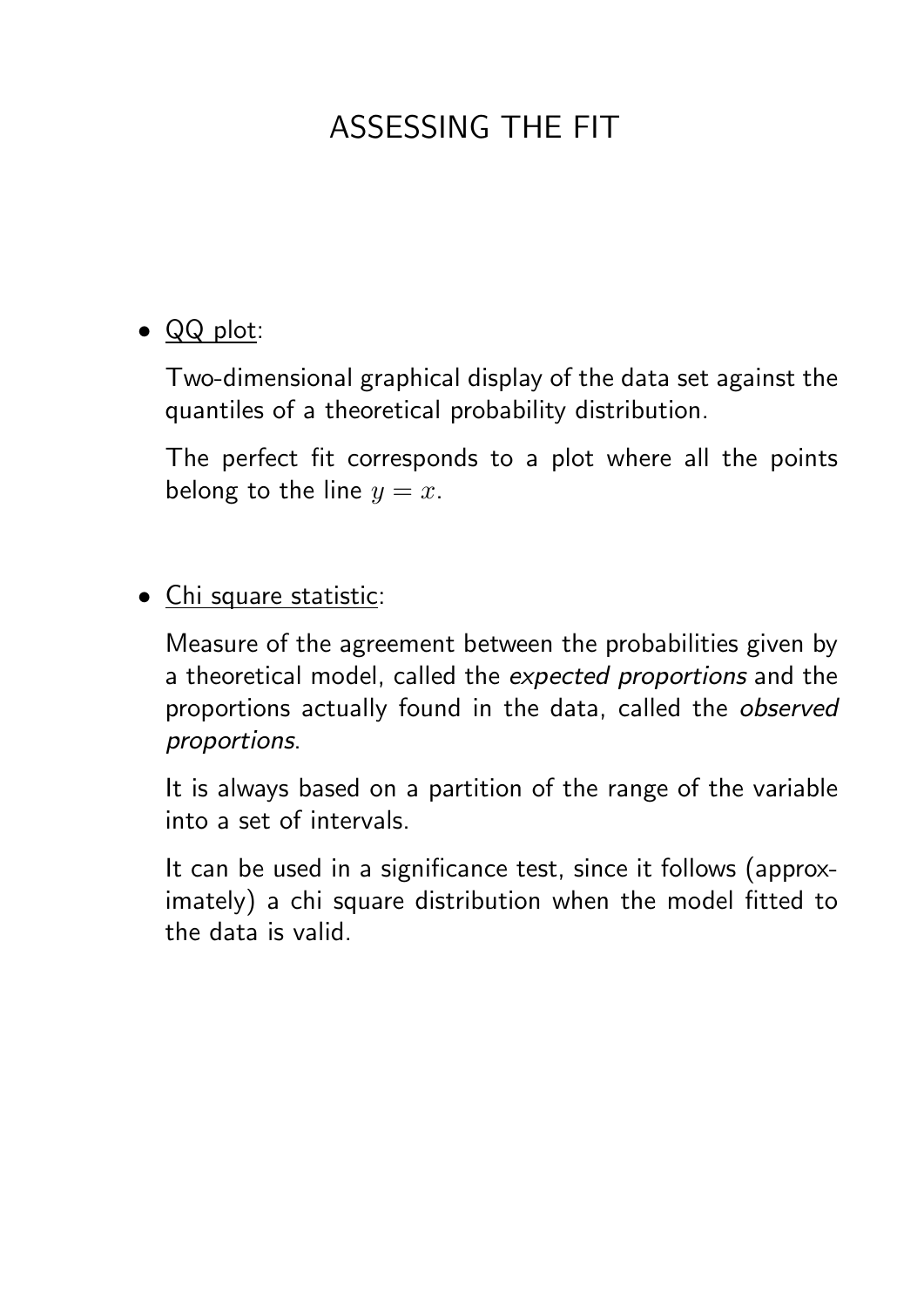# ASSESSING THE FIT

- <u>QQ plot</u>:

  Two-dimensional graphical display of the data set against the quantiles of a theoretical probability distribution.

  The perfect fit corresponds to a plot where all the points belong to the line $y = x$.

- <u>Chi square statistic</u>:

  Measure of the agreement between the probabilities given by a theoretical model, called the *expected proportions* and the proportions actually found in the data, called the *observed proportions*.

  It is always based on a partition of the range of the variable into a set of intervals.

  It can be used in a significance test, since it follows (approximately) a chi square distribution when the model fitted to the data is valid.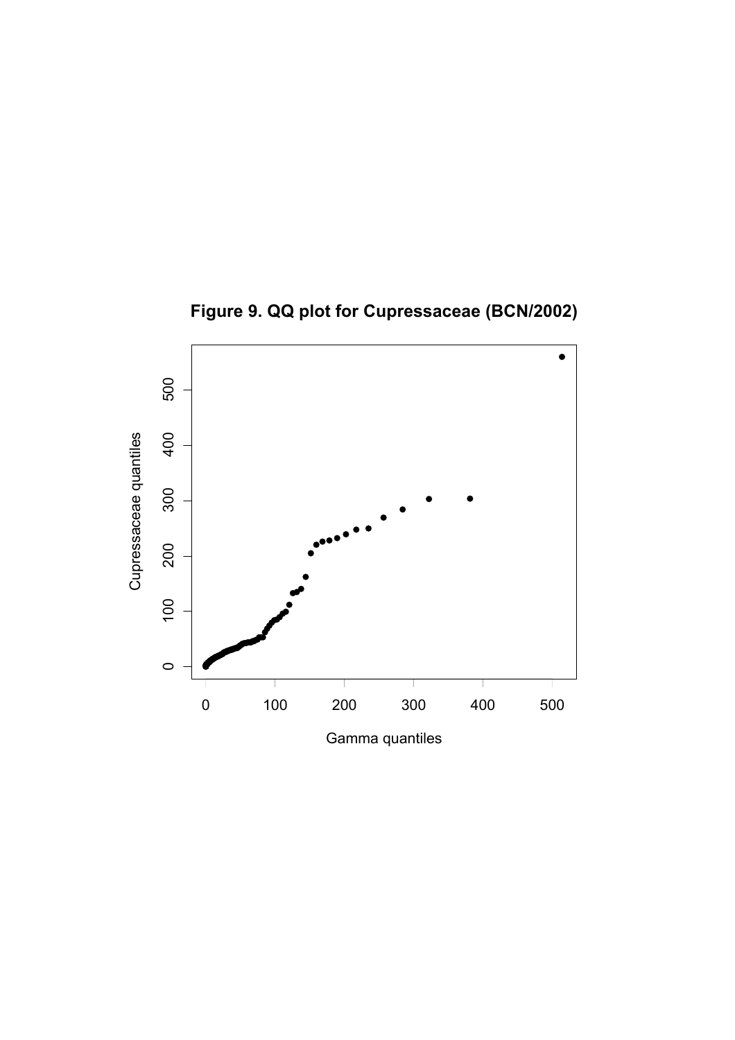**Figure 9. QQ plot for Cupressaceae (BCN/2002)**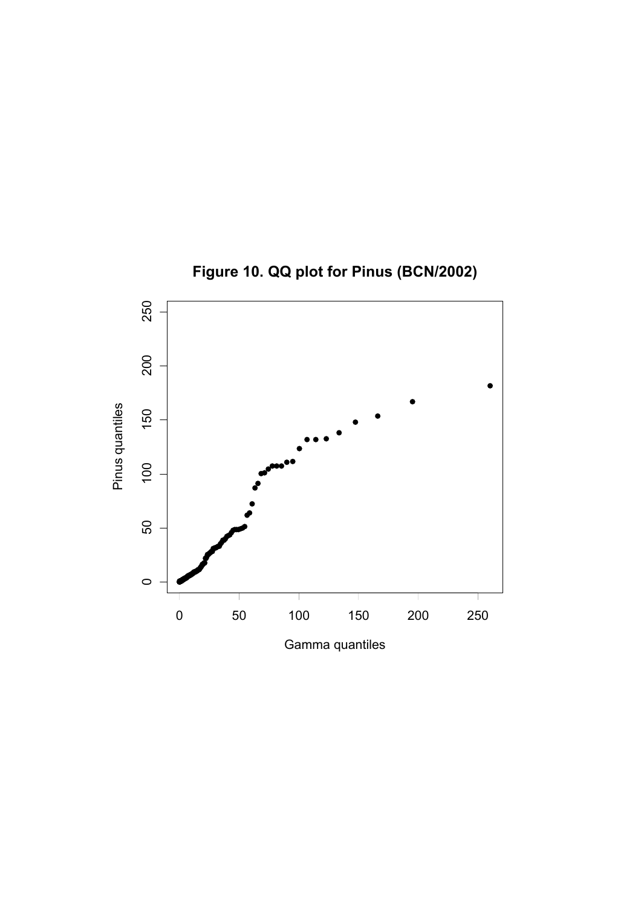**Figure 10. QQ plot for Pinus (BCN/2002)**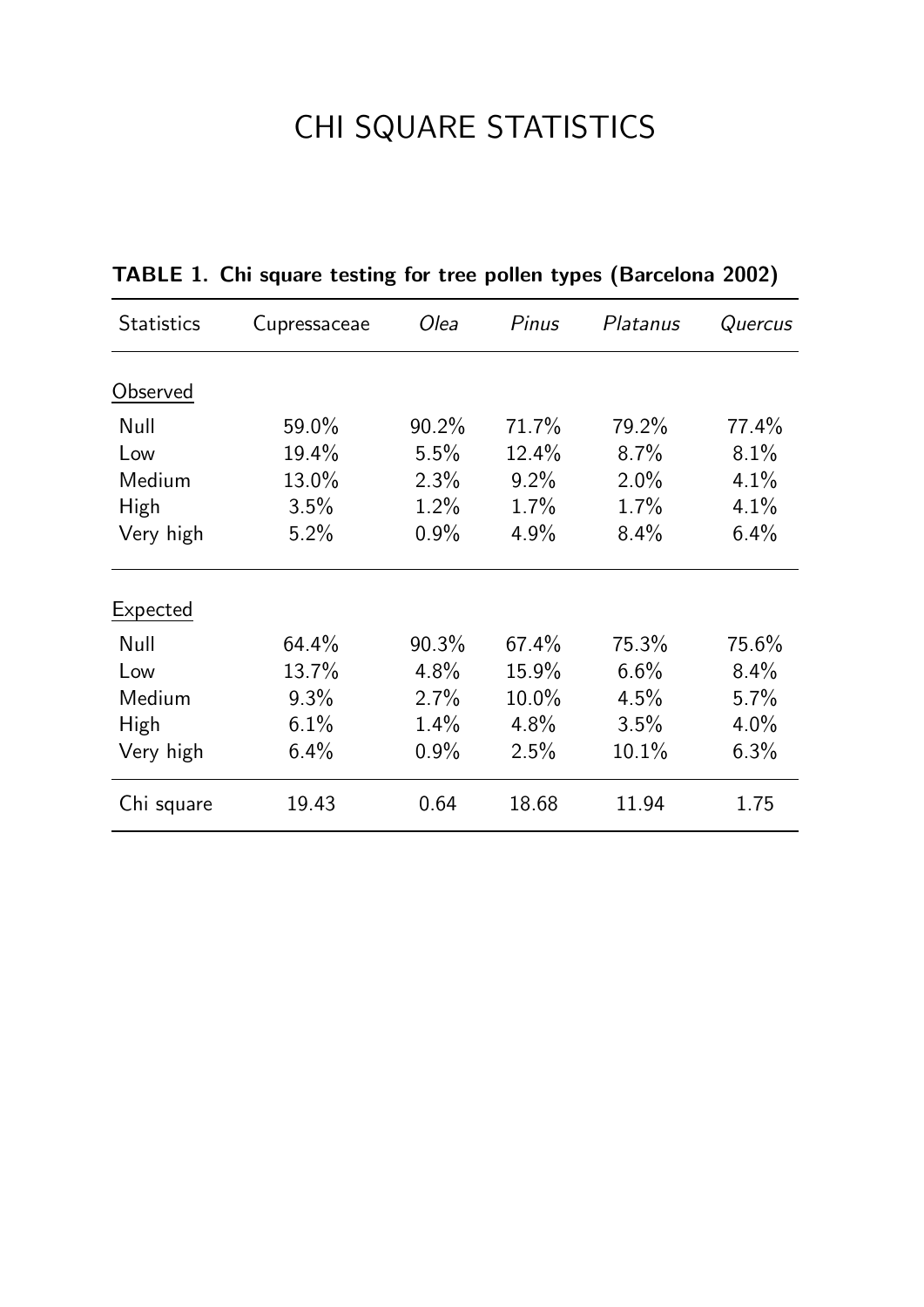# CHI SQUARE STATISTICS

**TABLE 1. Chi square testing for tree pollen types (Barcelona 2002)**

| Statistics | Cupressaceae | *Olea* | *Pinus* | *Platanus* | *Quercus* |
|---|---|---|---|---|---|
| Observed | | | | | |
| Null | 59.0% | 90.2% | 71.7% | 79.2% | 77.4% |
| Low | 19.4% | 5.5% | 12.4% | 8.7% | 8.1% |
| Medium | 13.0% | 2.3% | 9.2% | 2.0% | 4.1% |
| High | 3.5% | 1.2% | 1.7% | 1.7% | 4.1% |
| Very high | 5.2% | 0.9% | 4.9% | 8.4% | 6.4% |
| Expected | | | | | |
| Null | 64.4% | 90.3% | 67.4% | 75.3% | 75.6% |
| Low | 13.7% | 4.8% | 15.9% | 6.6% | 8.4% |
| Medium | 9.3% | 2.7% | 10.0% | 4.5% | 5.7% |
| High | 6.1% | 1.4% | 4.8% | 3.5% | 4.0% |
| Very high | 6.4% | 0.9% | 2.5% | 10.1% | 6.3% |
| Chi square | 19.43 | 0.64 | 18.68 | 11.94 | 1.75 |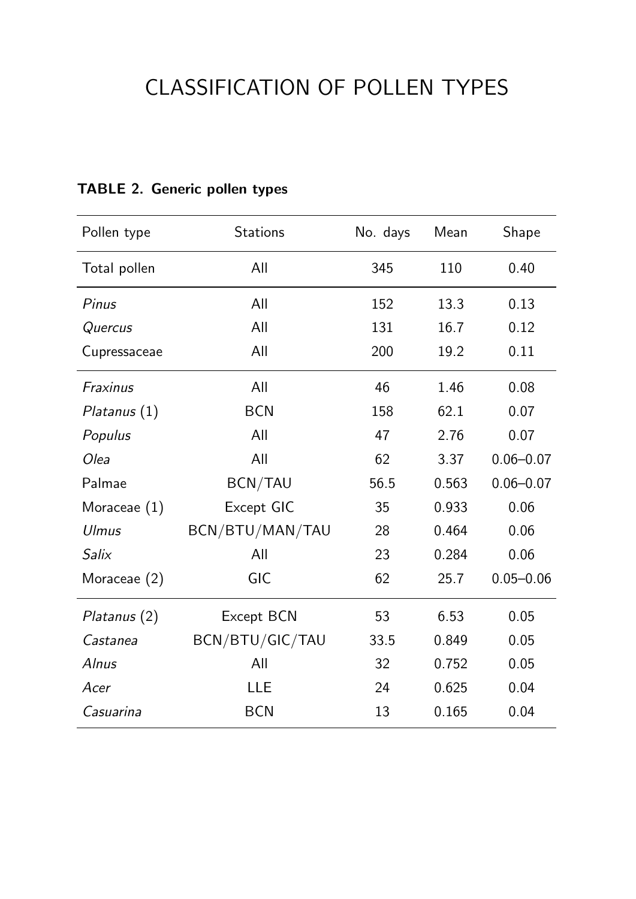# CLASSIFICATION OF POLLEN TYPES

**TABLE 2. Generic pollen types**

| Pollen type | Stations | No. days | Mean | Shape |
|---|---|---|---|---|
| Total pollen | All | 345 | 110 | 0.40 |
| *Pinus* | All | 152 | 13.3 | 0.13 |
| *Quercus* | All | 131 | 16.7 | 0.12 |
| Cupressaceae | All | 200 | 19.2 | 0.11 |
| *Fraxinus* | All | 46 | 1.46 | 0.08 |
| *Platanus* (1) | BCN | 158 | 62.1 | 0.07 |
| *Populus* | All | 47 | 2.76 | 0.07 |
| *Olea* | All | 62 | 3.37 | 0.06–0.07 |
| Palmae | BCN/TAU | 56.5 | 0.563 | 0.06–0.07 |
| Moraceae (1) | Except GIC | 35 | 0.933 | 0.06 |
| *Ulmus* | BCN/BTU/MAN/TAU | 28 | 0.464 | 0.06 |
| *Salix* | All | 23 | 0.284 | 0.06 |
| Moraceae (2) | GIC | 62 | 25.7 | 0.05–0.06 |
| *Platanus* (2) | Except BCN | 53 | 6.53 | 0.05 |
| *Castanea* | BCN/BTU/GIC/TAU | 33.5 | 0.849 | 0.05 |
| *Alnus* | All | 32 | 0.752 | 0.05 |
| *Acer* | LLE | 24 | 0.625 | 0.04 |
| *Casuarina* | BCN | 13 | 0.165 | 0.04 |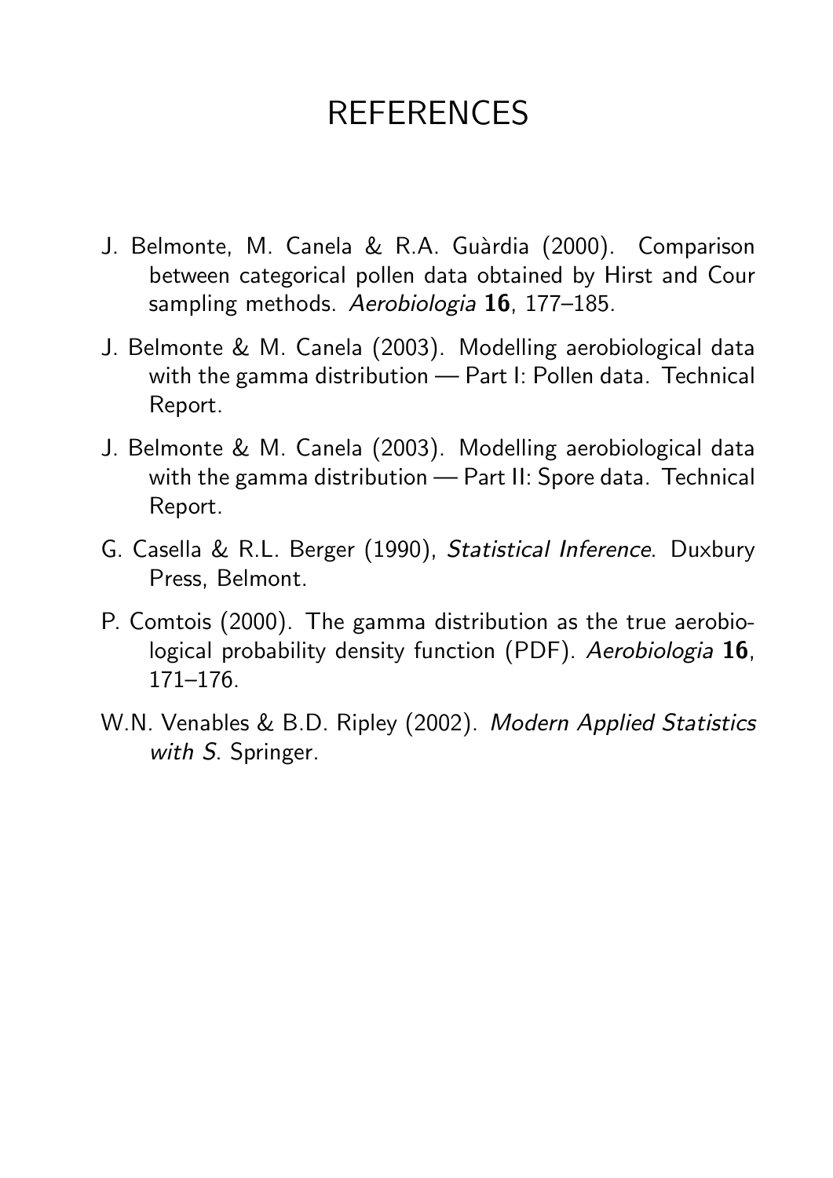# REFERENCES

J. Belmonte, M. Canela & R.A. Guàrdia (2000). Comparison between categorical pollen data obtained by Hirst and Cour sampling methods. *Aerobiologia* **16**, 177–185.

J. Belmonte & M. Canela (2003). Modelling aerobiological data with the gamma distribution — Part I: Pollen data. Technical Report.

J. Belmonte & M. Canela (2003). Modelling aerobiological data with the gamma distribution — Part II: Spore data. Technical Report.

G. Casella & R.L. Berger (1990), *Statistical Inference*. Duxbury Press, Belmont.

P. Comtois (2000). The gamma distribution as the true aerobiological probability density function (PDF). *Aerobiologia* **16**, 171–176.

W.N. Venables & B.D. Ripley (2002). *Modern Applied Statistics with S*. Springer.